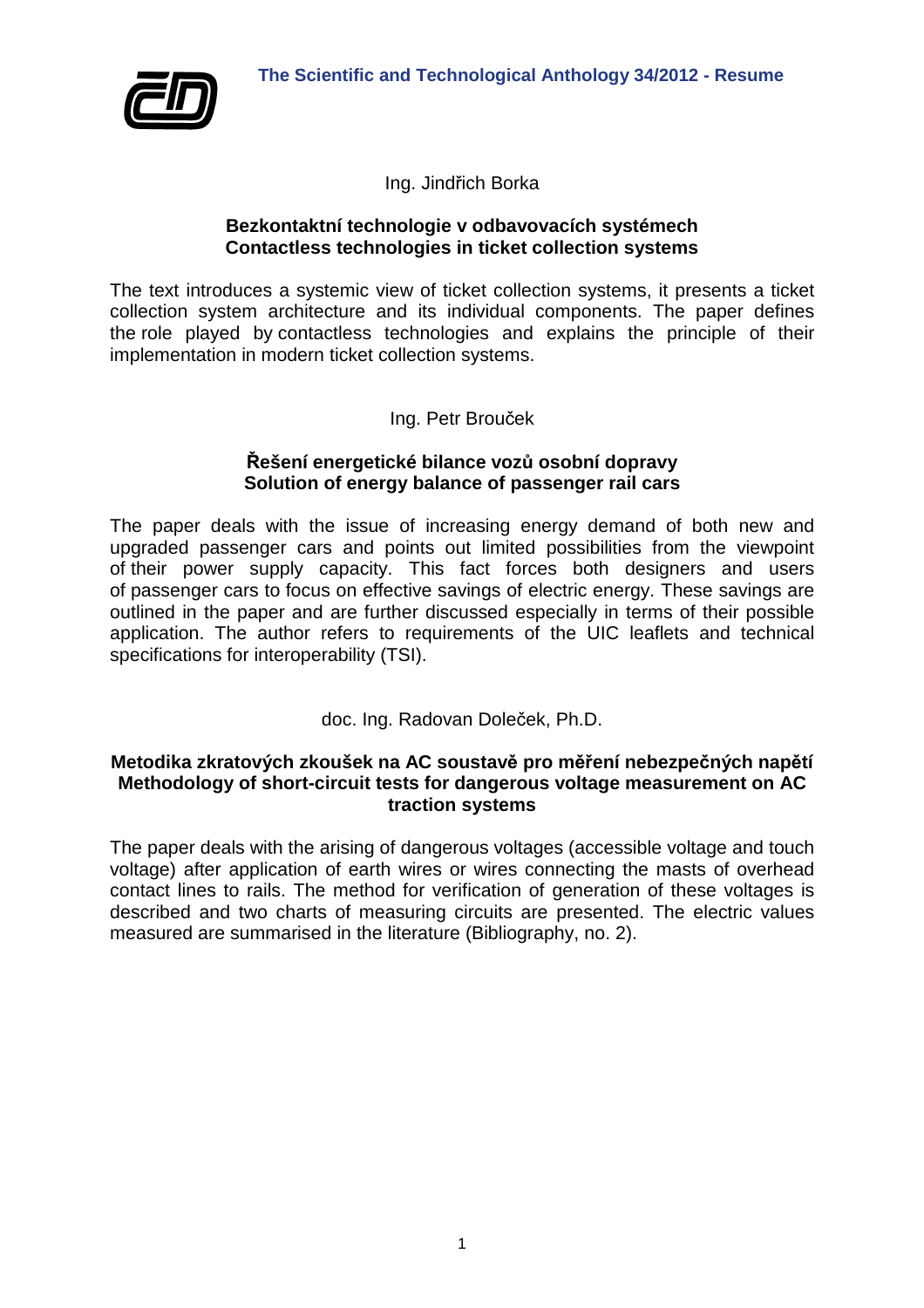Ing. Jindřich Borka

**Bezkontaktní technologie v odbavovacích systémech**
**Contactless technologies in ticket collection systems**

The text introduces a systemic view of ticket collection systems, it presents a ticket collection system architecture and its individual components. The paper defines the role played by contactless technologies and explains the principle of their implementation in modern ticket collection systems.

Ing. Petr Brouček

**Řešení energetické bilance vozů osobní dopravy**
**Solution of energy balance of passenger rail cars**

The paper deals with the issue of increasing energy demand of both new and upgraded passenger cars and points out limited possibilities from the viewpoint of their power supply capacity. This fact forces both designers and users of passenger cars to focus on effective savings of electric energy. These savings are outlined in the paper and are further discussed especially in terms of their possible application. The author refers to requirements of the UIC leaflets and technical specifications for interoperability (TSI).

doc. Ing. Radovan Doleček, Ph.D.

**Metodika zkratových zkoušek na AC soustavě pro měření nebezpečných napětí**
**Methodology of short-circuit tests for dangerous voltage measurement on AC traction systems**

The paper deals with the arising of dangerous voltages (accessible voltage and touch voltage) after application of earth wires or wires connecting the masts of overhead contact lines to rails. The method for verification of generation of these voltages is described and two charts of measuring circuits are presented. The electric values measured are summarised in the literature (Bibliography, no. 2).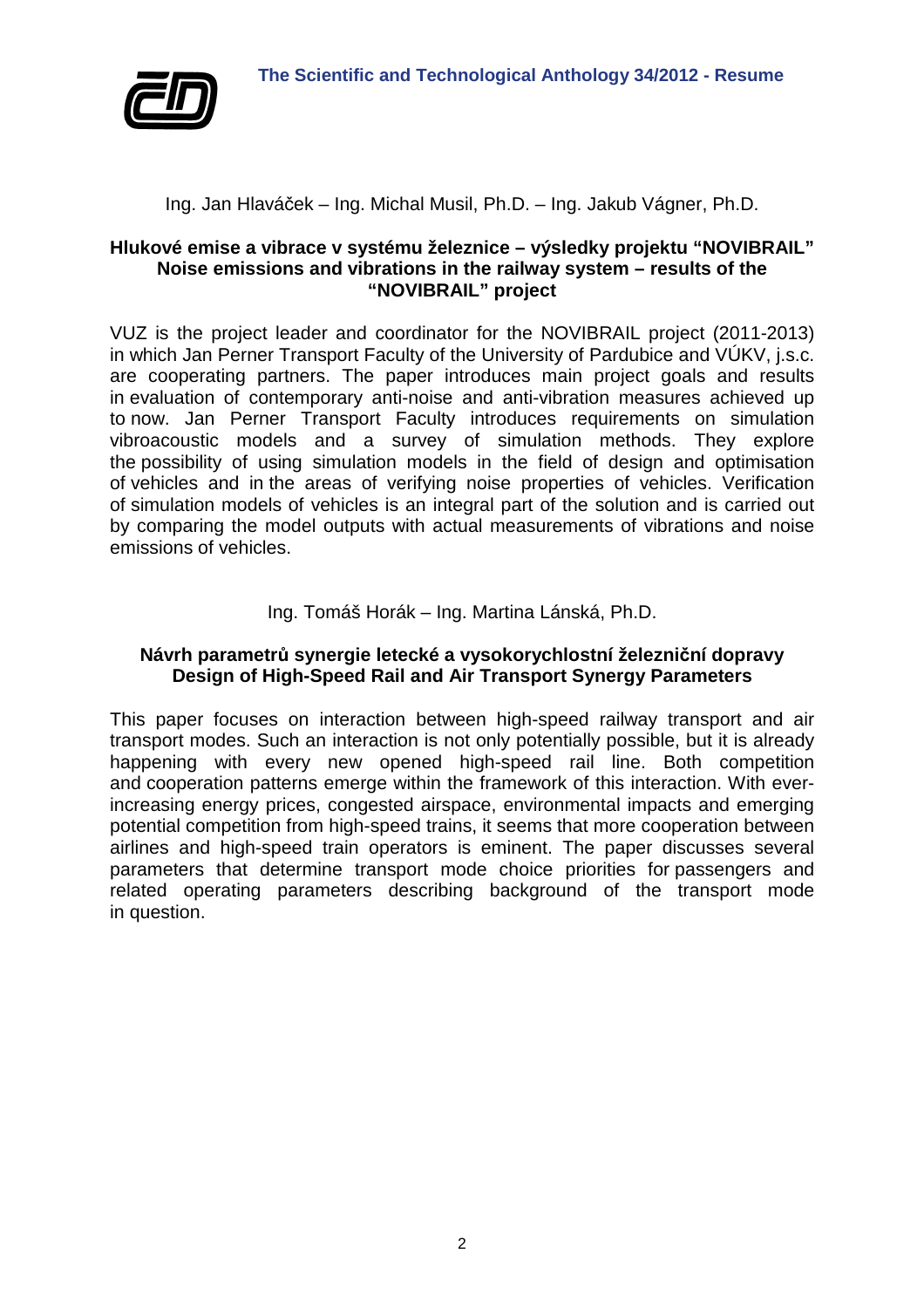Ing. Jan Hlaváček – Ing. Michal Musil, Ph.D. – Ing. Jakub Vágner, Ph.D.

**Hlukové emise a vibrace v systému železnice – výsledky projektu "NOVIBRAIL"**
**Noise emissions and vibrations in the railway system – results of the "NOVIBRAIL" project**

VUZ is the project leader and coordinator for the NOVIBRAIL project (2011-2013) in which Jan Perner Transport Faculty of the University of Pardubice and VÚKV, j.s.c. are cooperating partners. The paper introduces main project goals and results in evaluation of contemporary anti-noise and anti-vibration measures achieved up to now. Jan Perner Transport Faculty introduces requirements on simulation vibroacoustic models and a survey of simulation methods. They explore the possibility of using simulation models in the field of design and optimisation of vehicles and in the areas of verifying noise properties of vehicles. Verification of simulation models of vehicles is an integral part of the solution and is carried out by comparing the model outputs with actual measurements of vibrations and noise emissions of vehicles.

Ing. Tomáš Horák – Ing. Martina Lánská, Ph.D.

**Návrh parametrů synergie letecké a vysokorychlostní železniční dopravy**
**Design of High-Speed Rail and Air Transport Synergy Parameters**

This paper focuses on interaction between high-speed railway transport and air transport modes. Such an interaction is not only potentially possible, but it is already happening with every new opened high-speed rail line. Both competition and cooperation patterns emerge within the framework of this interaction. With ever-increasing energy prices, congested airspace, environmental impacts and emerging potential competition from high-speed trains, it seems that more cooperation between airlines and high-speed train operators is eminent. The paper discusses several parameters that determine transport mode choice priorities for passengers and related operating parameters describing background of the transport mode in question.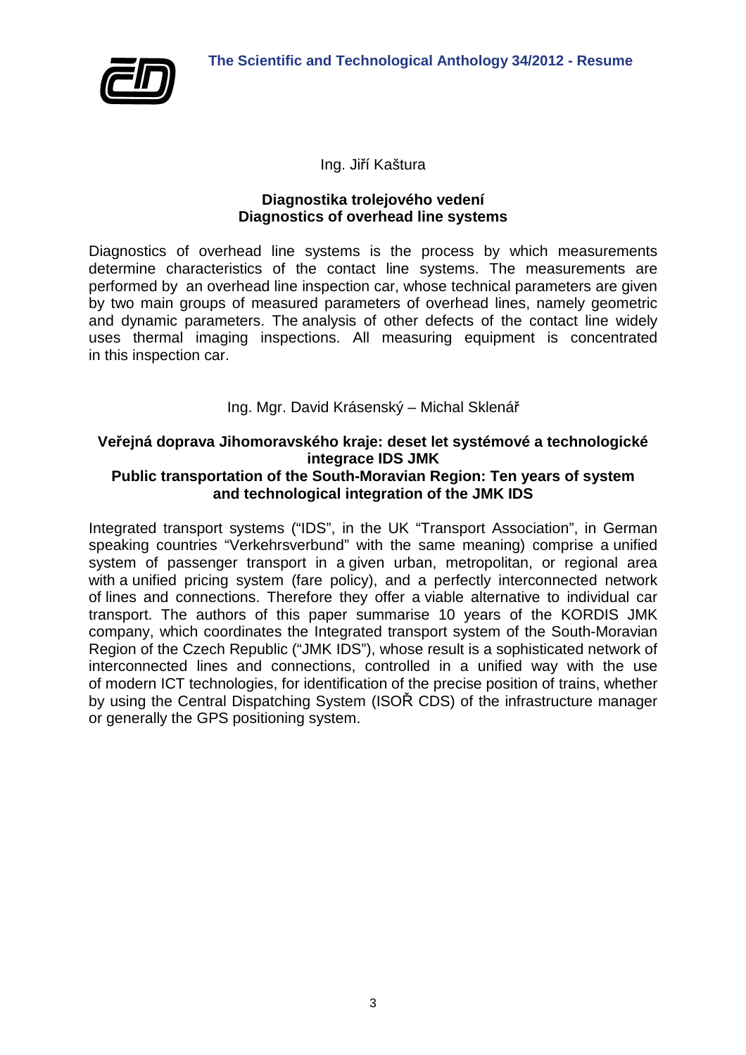Ing. Jiří Kaštura

**Diagnostika trolejového vedení**
**Diagnostics of overhead line systems**

Diagnostics of overhead line systems is the process by which measurements determine characteristics of the contact line systems. The measurements are performed by an overhead line inspection car, whose technical parameters are given by two main groups of measured parameters of overhead lines, namely geometric and dynamic parameters. The analysis of other defects of the contact line widely uses thermal imaging inspections. All measuring equipment is concentrated in this inspection car.

Ing. Mgr. David Krásenský – Michal Sklenář

**Veřejná doprava Jihomoravského kraje: deset let systémové a technologické integrace IDS JMK**
**Public transportation of the South-Moravian Region: Ten years of system and technological integration of the JMK IDS**

Integrated transport systems ("IDS", in the UK "Transport Association", in German speaking countries "Verkehrsverbund" with the same meaning) comprise a unified system of passenger transport in a given urban, metropolitan, or regional area with a unified pricing system (fare policy), and a perfectly interconnected network of lines and connections. Therefore they offer a viable alternative to individual car transport. The authors of this paper summarise 10 years of the KORDIS JMK company, which coordinates the Integrated transport system of the South-Moravian Region of the Czech Republic ("JMK IDS"), whose result is a sophisticated network of interconnected lines and connections, controlled in a unified way with the use of modern ICT technologies, for identification of the precise position of trains, whether by using the Central Dispatching System (ISOŘ CDS) of the infrastructure manager or generally the GPS positioning system.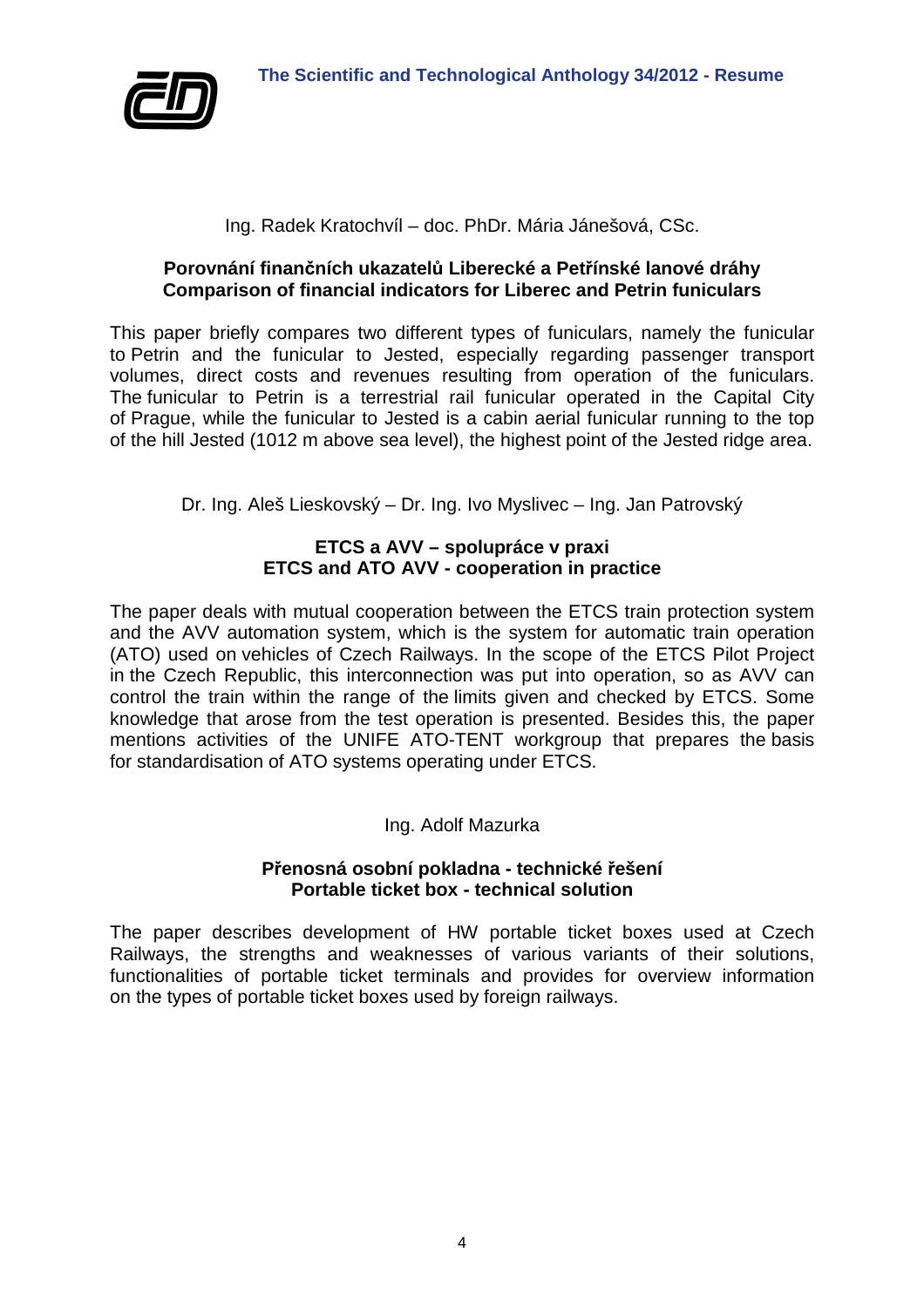Ing. Radek Kratochvíl – doc. PhDr. Mária Jánešová, CSc.

**Porovnání finančních ukazatelů Liberecké a Petřínské lanové dráhy**
**Comparison of financial indicators for Liberec and Petrin funiculars**

This paper briefly compares two different types of funiculars, namely the funicular to Petrin and the funicular to Jested, especially regarding passenger transport volumes, direct costs and revenues resulting from operation of the funiculars. The funicular to Petrin is a terrestrial rail funicular operated in the Capital City of Prague, while the funicular to Jested is a cabin aerial funicular running to the top of the hill Jested (1012 m above sea level), the highest point of the Jested ridge area.

Dr. Ing. Aleš Lieskovský – Dr. Ing. Ivo Myslivec – Ing. Jan Patrovský

**ETCS a AVV – spolupráce v praxi**
**ETCS and ATO AVV - cooperation in practice**

The paper deals with mutual cooperation between the ETCS train protection system and the AVV automation system, which is the system for automatic train operation (ATO) used on vehicles of Czech Railways. In the scope of the ETCS Pilot Project in the Czech Republic, this interconnection was put into operation, so as AVV can control the train within the range of the limits given and checked by ETCS. Some knowledge that arose from the test operation is presented. Besides this, the paper mentions activities of the UNIFE ATO-TENT workgroup that prepares the basis for standardisation of ATO systems operating under ETCS.

Ing. Adolf Mazurka

**Přenosná osobní pokladna - technické řešení**
**Portable ticket box - technical solution**

The paper describes development of HW portable ticket boxes used at Czech Railways, the strengths and weaknesses of various variants of their solutions, functionalities of portable ticket terminals and provides for overview information on the types of portable ticket boxes used by foreign railways.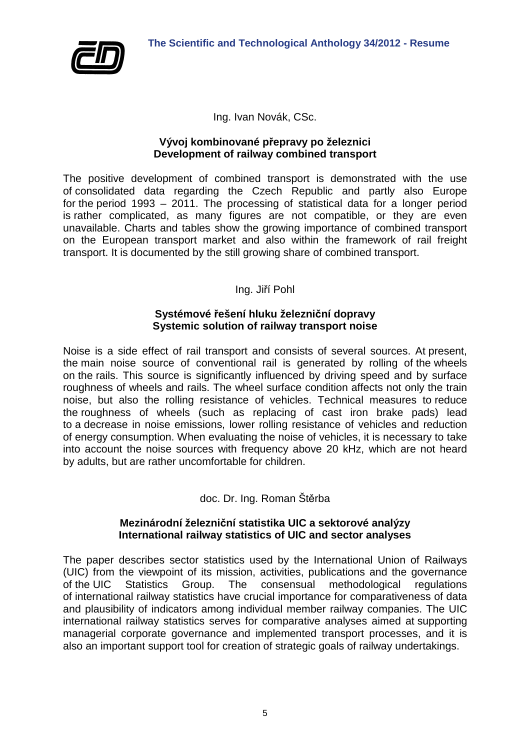Ing. Ivan Novák, CSc.

### Vývoj kombinované přepravy po železnici
### Development of railway combined transport

The positive development of combined transport is demonstrated with the use of consolidated data regarding the Czech Republic and partly also Europe for the period 1993 – 2011. The processing of statistical data for a longer period is rather complicated, as many figures are not compatible, or they are even unavailable. Charts and tables show the growing importance of combined transport on the European transport market and also within the framework of rail freight transport. It is documented by the still growing share of combined transport.

Ing. Jiří Pohl

### Systémové řešení hluku železniční dopravy
### Systemic solution of railway transport noise

Noise is a side effect of rail transport and consists of several sources. At present, the main noise source of conventional rail is generated by rolling of the wheels on the rails. This source is significantly influenced by driving speed and by surface roughness of wheels and rails. The wheel surface condition affects not only the train noise, but also the rolling resistance of vehicles. Technical measures to reduce the roughness of wheels (such as replacing of cast iron brake pads) lead to a decrease in noise emissions, lower rolling resistance of vehicles and reduction of energy consumption. When evaluating the noise of vehicles, it is necessary to take into account the noise sources with frequency above 20 kHz, which are not heard by adults, but are rather uncomfortable for children.

doc. Dr. Ing. Roman Štěrba

### Mezinárodní železniční statistika UIC a sektorové analýzy
### International railway statistics of UIC and sector analyses

The paper describes sector statistics used by the International Union of Railways (UIC) from the viewpoint of its mission, activities, publications and the governance of the UIC Statistics Group. The consensual methodological regulations of international railway statistics have crucial importance for comparativeness of data and plausibility of indicators among individual member railway companies. The UIC international railway statistics serves for comparative analyses aimed at supporting managerial corporate governance and implemented transport processes, and it is also an important support tool for creation of strategic goals of railway undertakings.